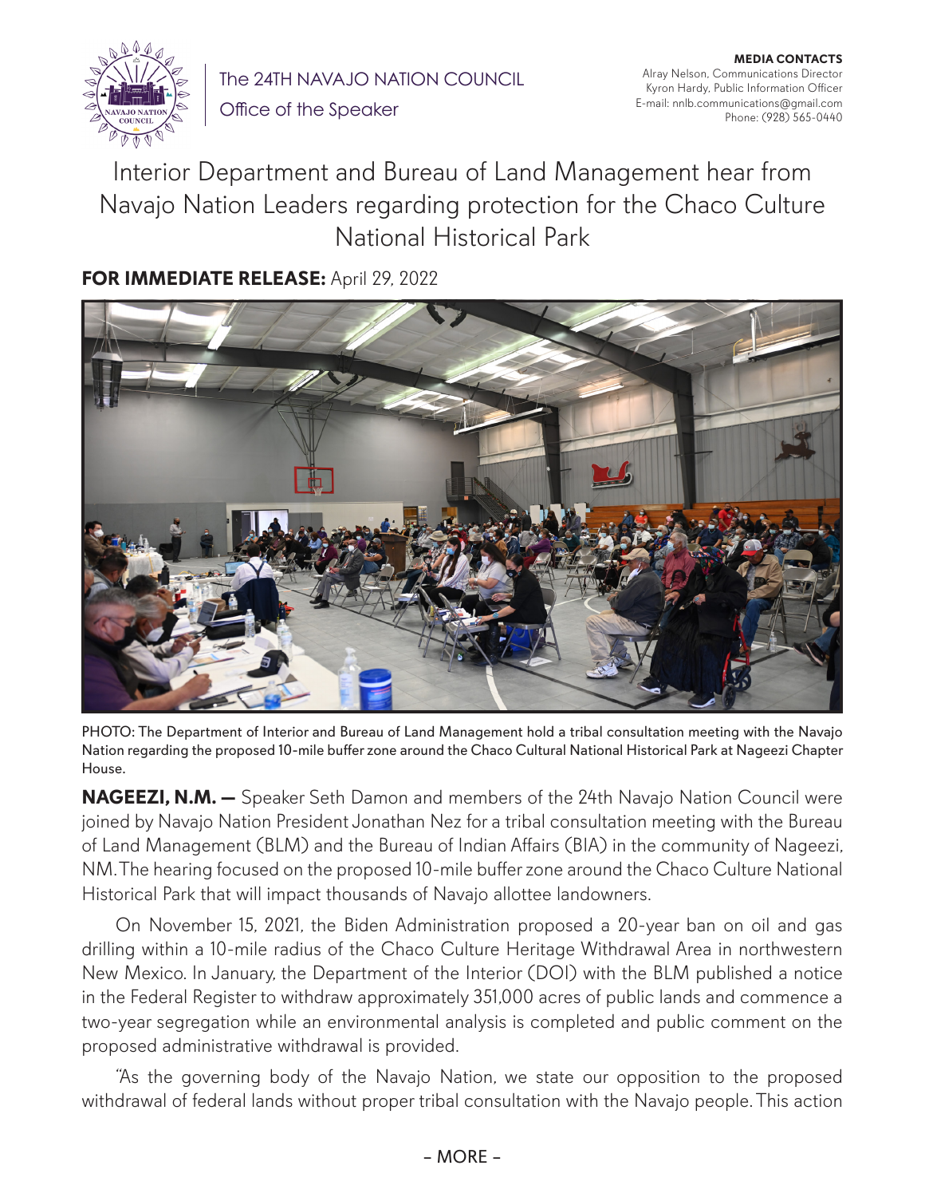The 24TH NAVAJO NATION COUNCIL
Office of the Speaker

**MEDIA CONTACTS**
Alray Nelson, Communications Director
Kyron Hardy, Public Information Officer
E-mail: nnlb.communications@gmail.com
Phone: (928) 565-0440

# Interior Department and Bureau of Land Management hear from Navajo Nation Leaders regarding protection for the Chaco Culture National Historical Park

**FOR IMMEDIATE RELEASE:** April 29, 2022

PHOTO: The Department of Interior and Bureau of Land Management hold a tribal consultation meeting with the Navajo Nation regarding the proposed 10-mile buffer zone around the Chaco Cultural National Historical Park at Nageezi Chapter House.

**NAGEEZI, N.M. —** Speaker Seth Damon and members of the 24th Navajo Nation Council were joined by Navajo Nation President Jonathan Nez for a tribal consultation meeting with the Bureau of Land Management (BLM) and the Bureau of Indian Affairs (BIA) in the community of Nageezi, NM. The hearing focused on the proposed 10-mile buffer zone around the Chaco Culture National Historical Park that will impact thousands of Navajo allottee landowners.

On November 15, 2021, the Biden Administration proposed a 20-year ban on oil and gas drilling within a 10-mile radius of the Chaco Culture Heritage Withdrawal Area in northwestern New Mexico. In January, the Department of the Interior (DOI) with the BLM published a notice in the Federal Register to withdraw approximately 351,000 acres of public lands and commence a two-year segregation while an environmental analysis is completed and public comment on the proposed administrative withdrawal is provided.

"As the governing body of the Navajo Nation, we state our opposition to the proposed withdrawal of federal lands without proper tribal consultation with the Navajo people. This action

- MORE -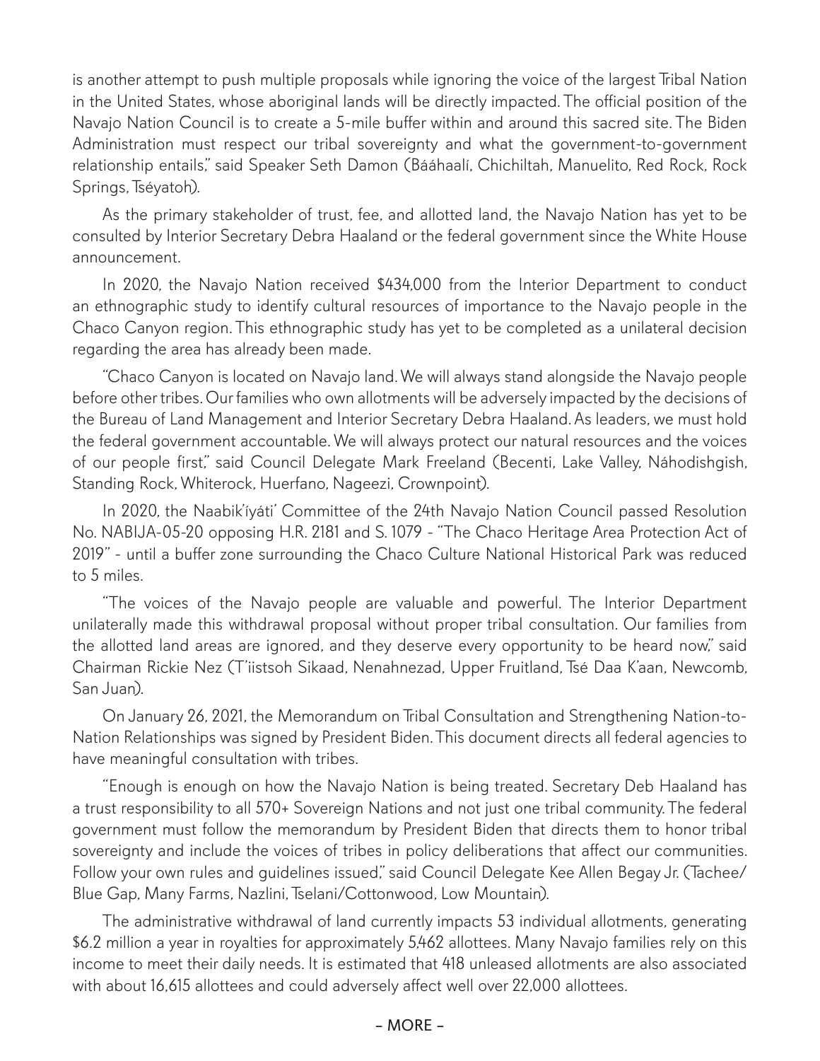is another attempt to push multiple proposals while ignoring the voice of the largest Tribal Nation in the United States, whose aboriginal lands will be directly impacted. The official position of the Navajo Nation Council is to create a 5-mile buffer within and around this sacred site. The Biden Administration must respect our tribal sovereignty and what the government-to-government relationship entails," said Speaker Seth Damon (Bááhaalí, Chichiltah, Manuelito, Red Rock, Rock Springs, Tséyatoh).

As the primary stakeholder of trust, fee, and allotted land, the Navajo Nation has yet to be consulted by Interior Secretary Debra Haaland or the federal government since the White House announcement.

In 2020, the Navajo Nation received $434,000 from the Interior Department to conduct an ethnographic study to identify cultural resources of importance to the Navajo people in the Chaco Canyon region. This ethnographic study has yet to be completed as a unilateral decision regarding the area has already been made.

"Chaco Canyon is located on Navajo land. We will always stand alongside the Navajo people before other tribes. Our families who own allotments will be adversely impacted by the decisions of the Bureau of Land Management and Interior Secretary Debra Haaland. As leaders, we must hold the federal government accountable. We will always protect our natural resources and the voices of our people first," said Council Delegate Mark Freeland (Becenti, Lake Valley, Náhodishgish, Standing Rock, Whiterock, Huerfano, Nageezi, Crownpoint).

In 2020, the Naabik'íyáti' Committee of the 24th Navajo Nation Council passed Resolution No. NABIJA-05-20 opposing H.R. 2181 and S. 1079 - "The Chaco Heritage Area Protection Act of 2019" - until a buffer zone surrounding the Chaco Culture National Historical Park was reduced to 5 miles.

"The voices of the Navajo people are valuable and powerful. The Interior Department unilaterally made this withdrawal proposal without proper tribal consultation. Our families from the allotted land areas are ignored, and they deserve every opportunity to be heard now," said Chairman Rickie Nez (T'iistsoh Sikaad, Nenahnezad, Upper Fruitland, Tsé Daa K'aan, Newcomb, San Juan).

On January 26, 2021, the Memorandum on Tribal Consultation and Strengthening Nation-to-Nation Relationships was signed by President Biden. This document directs all federal agencies to have meaningful consultation with tribes.

"Enough is enough on how the Navajo Nation is being treated. Secretary Deb Haaland has a trust responsibility to all 570+ Sovereign Nations and not just one tribal community. The federal government must follow the memorandum by President Biden that directs them to honor tribal sovereignty and include the voices of tribes in policy deliberations that affect our communities. Follow your own rules and guidelines issued," said Council Delegate Kee Allen Begay Jr. (Tachee/Blue Gap, Many Farms, Nazlini, Tselani/Cottonwood, Low Mountain).

The administrative withdrawal of land currently impacts 53 individual allotments, generating $6.2 million a year in royalties for approximately 5,462 allottees. Many Navajo families rely on this income to meet their daily needs. It is estimated that 418 unleased allotments are also associated with about 16,615 allottees and could adversely affect well over 22,000 allottees.

– MORE –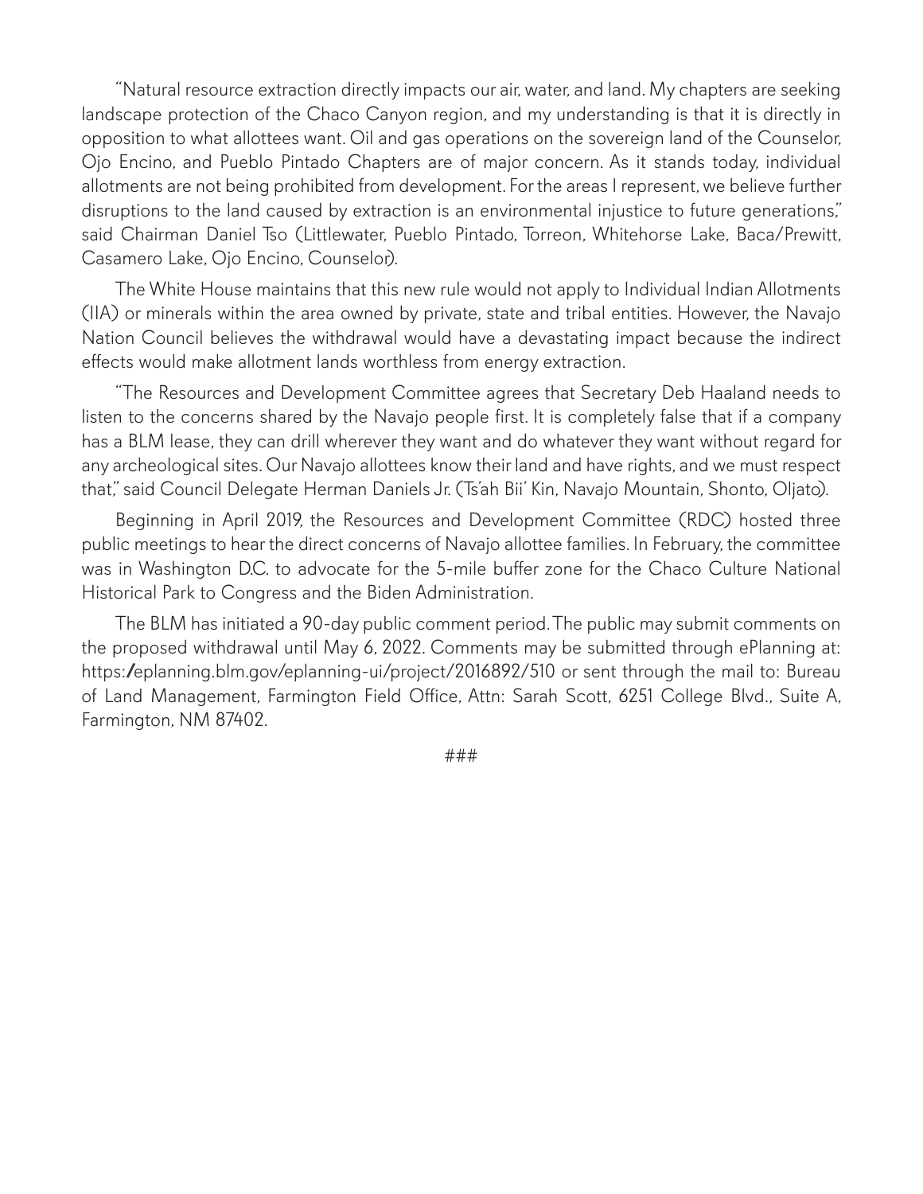"Natural resource extraction directly impacts our air, water, and land. My chapters are seeking landscape protection of the Chaco Canyon region, and my understanding is that it is directly in opposition to what allottees want. Oil and gas operations on the sovereign land of the Counselor, Ojo Encino, and Pueblo Pintado Chapters are of major concern. As it stands today, individual allotments are not being prohibited from development. For the areas I represent, we believe further disruptions to the land caused by extraction is an environmental injustice to future generations," said Chairman Daniel Tso (Littlewater, Pueblo Pintado, Torreon, Whitehorse Lake, Baca/Prewitt, Casamero Lake, Ojo Encino, Counselor).

The White House maintains that this new rule would not apply to Individual Indian Allotments (IIA) or minerals within the area owned by private, state and tribal entities. However, the Navajo Nation Council believes the withdrawal would have a devastating impact because the indirect effects would make allotment lands worthless from energy extraction.

"The Resources and Development Committee agrees that Secretary Deb Haaland needs to listen to the concerns shared by the Navajo people first. It is completely false that if a company has a BLM lease, they can drill wherever they want and do whatever they want without regard for any archeological sites. Our Navajo allottees know their land and have rights, and we must respect that," said Council Delegate Herman Daniels Jr. (Ts'ah Bii' Kin, Navajo Mountain, Shonto, Oljato).

Beginning in April 2019, the Resources and Development Committee (RDC) hosted three public meetings to hear the direct concerns of Navajo allottee families. In February, the committee was in Washington D.C. to advocate for the 5-mile buffer zone for the Chaco Culture National Historical Park to Congress and the Biden Administration.

The BLM has initiated a 90-day public comment period. The public may submit comments on the proposed withdrawal until May 6, 2022. Comments may be submitted through ePlanning at: https://eplanning.blm.gov/eplanning-ui/project/2016892/510 or sent through the mail to: Bureau of Land Management, Farmington Field Office, Attn: Sarah Scott, 6251 College Blvd., Suite A, Farmington, NM 87402.

###